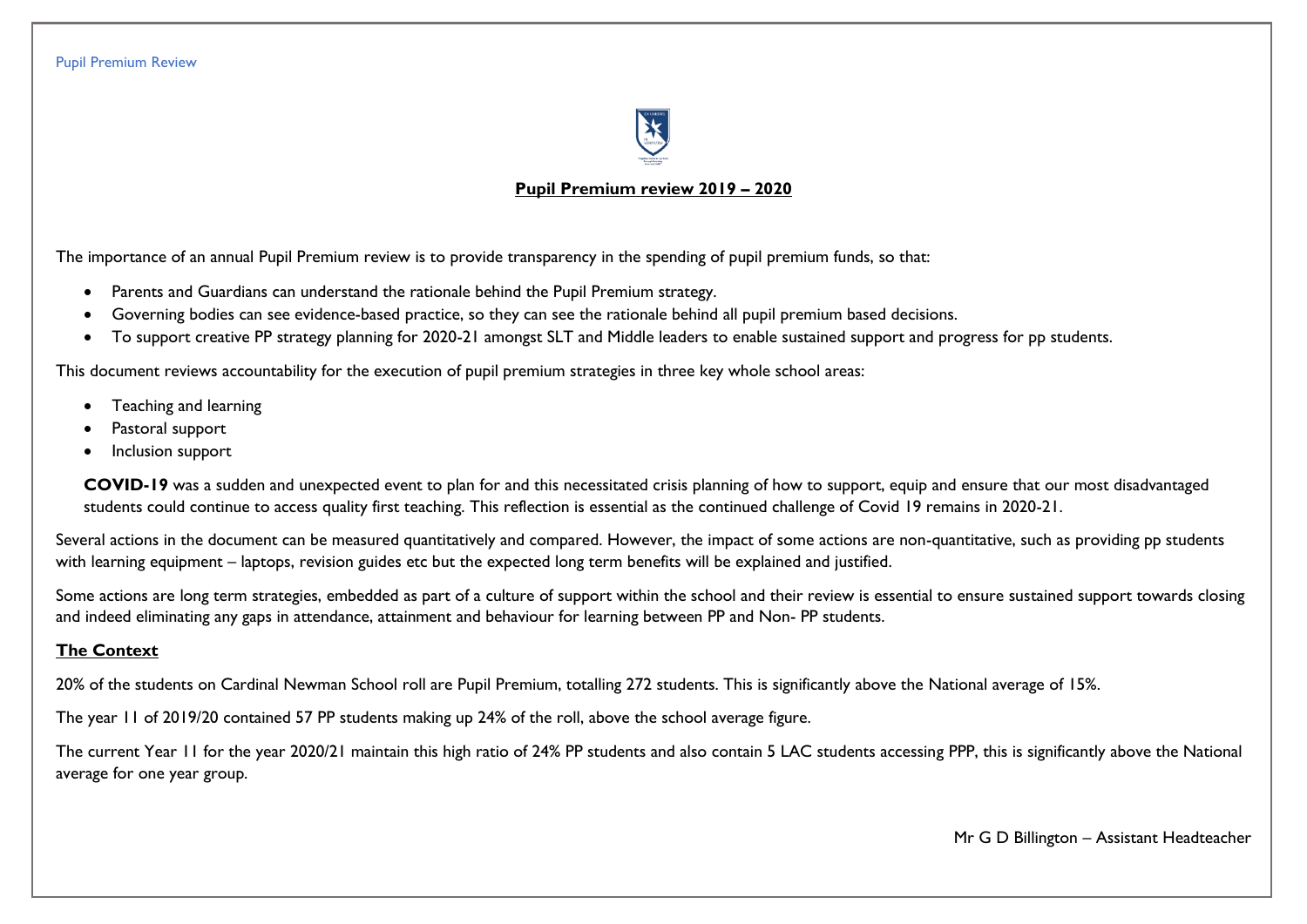# Pupil Premium review 2019 – 2020

The importance of an annual Pupil Premium review is to provide transparency in the spending of pupil premium funds, so that:

- Parents and Guardians can understand the rationale behind the Pupil Premium strategy.
- Governing bodies can see evidence-based practice, so they can see the rationale behind all pupil premium based decisions.
- To support creative PP strategy planning for 2020-21 amongst SLT and Middle leaders to enable sustained support and progress for pp students.

This document reviews accountability for the execution of pupil premium strategies in three key whole school areas:

- Teaching and learning
- Pastoral support
- Inclusion support

**COVID-19** was a sudden and unexpected event to plan for and this necessitated crisis planning of how to support, equip and ensure that our most disadvantaged students could continue to access quality first teaching. This reflection is essential as the continued challenge of Covid 19 remains in 2020-21.

Several actions in the document can be measured quantitatively and compared. However, the impact of some actions are non-quantitative, such as providing pp students with learning equipment – laptops, revision guides etc but the expected long term benefits will be explained and justified.

Some actions are long term strategies, embedded as part of a culture of support within the school and their review is essential to ensure sustained support towards closing and indeed eliminating any gaps in attendance, attainment and behaviour for learning between PP and Non- PP students.

## The Context

20% of the students on Cardinal Newman School roll are Pupil Premium, totalling 272 students. This is significantly above the National average of 15%.

The year 11 of 2019/20 contained 57 PP students making up 24% of the roll, above the school average figure.

The current Year 11 for the year 2020/21 maintain this high ratio of 24% PP students and also contain 5 LAC students accessing PPP, this is significantly above the National average for one year group.

Mr G D Billington – Assistant Headteacher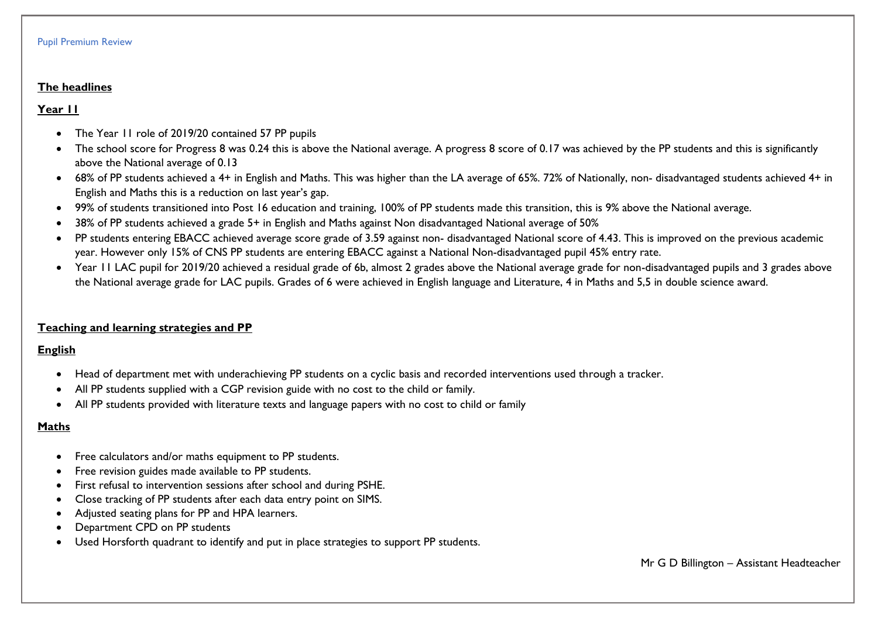Pupil Premium Review

**The headlines**

**Year 11**

- The Year 11 role of 2019/20 contained 57 PP pupils
- The school score for Progress 8 was 0.24 this is above the National average. A progress 8 score of 0.17 was achieved by the PP students and this is significantly above the National average of 0.13
- 68% of PP students achieved a 4+ in English and Maths. This was higher than the LA average of 65%. 72% of Nationally, non- disadvantaged students achieved 4+ in English and Maths this is a reduction on last year's gap.
- 99% of students transitioned into Post 16 education and training, 100% of PP students made this transition, this is 9% above the National average.
- 38% of PP students achieved a grade 5+ in English and Maths against Non disadvantaged National average of 50%
- PP students entering EBACC achieved average score grade of 3.59 against non- disadvantaged National score of 4.43. This is improved on the previous academic year. However only 15% of CNS PP students are entering EBACC against a National Non-disadvantaged pupil 45% entry rate.
- Year 11 LAC pupil for 2019/20 achieved a residual grade of 6b, almost 2 grades above the National average grade for non-disadvantaged pupils and 3 grades above the National average grade for LAC pupils. Grades of 6 were achieved in English language and Literature, 4 in Maths and 5,5 in double science award.

**Teaching and learning strategies and PP**

**English**

- Head of department met with underachieving PP students on a cyclic basis and recorded interventions used through a tracker.
- All PP students supplied with a CGP revision guide with no cost to the child or family.
- All PP students provided with literature texts and language papers with no cost to child or family

**Maths**

- Free calculators and/or maths equipment to PP students.
- Free revision guides made available to PP students.
- First refusal to intervention sessions after school and during PSHE.
- Close tracking of PP students after each data entry point on SIMS.
- Adjusted seating plans for PP and HPA learners.
- Department CPD on PP students
- Used Horsforth quadrant to identify and put in place strategies to support PP students.

Mr G D Billington – Assistant Headteacher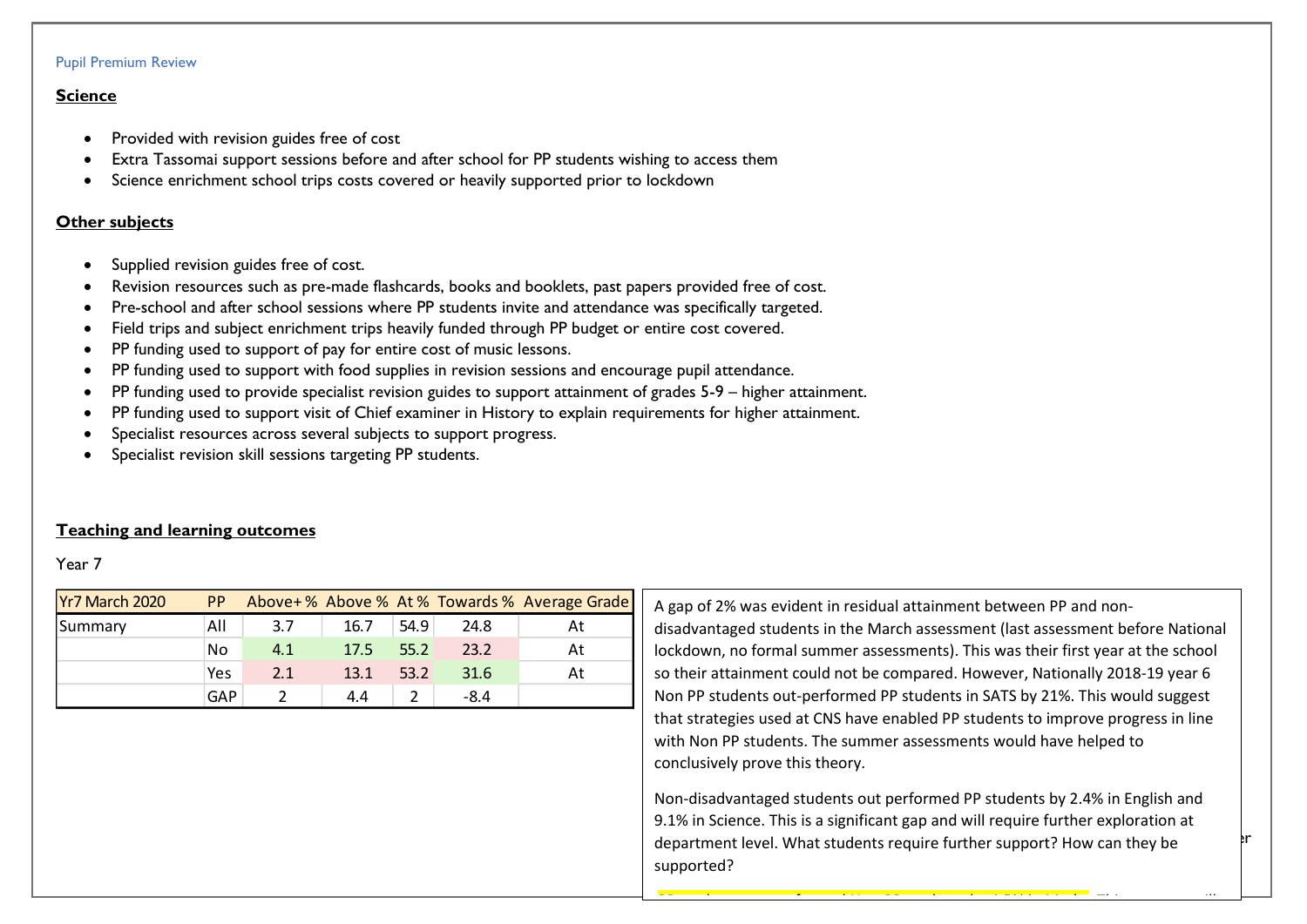Pupil Premium Review

## Science

- Provided with revision guides free of cost
- Extra Tassomai support sessions before and after school for PP students wishing to access them
- Science enrichment school trips costs covered or heavily supported prior to lockdown

## Other subjects

- Supplied revision guides free of cost.
- Revision resources such as pre-made flashcards, books and booklets, past papers provided free of cost.
- Pre-school and after school sessions where PP students invite and attendance was specifically targeted.
- Field trips and subject enrichment trips heavily funded through PP budget or entire cost covered.
- PP funding used to support of pay for entire cost of music lessons.
- PP funding used to support with food supplies in revision sessions and encourage pupil attendance.
- PP funding used to provide specialist revision guides to support attainment of grades 5-9 – higher attainment.
- PP funding used to support visit of Chief examiner in History to explain requirements for higher attainment.
- Specialist resources across several subjects to support progress.
- Specialist revision skill sessions targeting PP students.

## Teaching and learning outcomes

Year 7

| Yr7 March 2020 | PP | Above+ % | Above % | At % | Towards % | Average Grade |
|---|---|---|---|---|---|---|
| Summary | All | 3.7 | 16.7 | 54.9 | 24.8 | At |
| | No | 4.1 | 17.5 | 55.2 | 23.2 | At |
| | Yes | 2.1 | 13.1 | 53.2 | 31.6 | At |
| | GAP | 2 | 4.4 | 2 | -8.4 | |

A gap of 2% was evident in residual attainment between PP and non-disadvantaged students in the March assessment (last assessment before National lockdown, no formal summer assessments). This was their first year at the school so their attainment could not be compared. However, Nationally 2018-19 year 6 Non PP students out-performed PP students in SATS by 21%. This would suggest that strategies used at CNS have enabled PP students to improve progress in line with Non PP students. The summer assessments would have helped to conclusively prove this theory.

Non-disadvantaged students out performed PP students by 2.4% in English and 9.1% in Science. This is a significant gap and will require further exploration at department level. What students require further support? How can they be supported?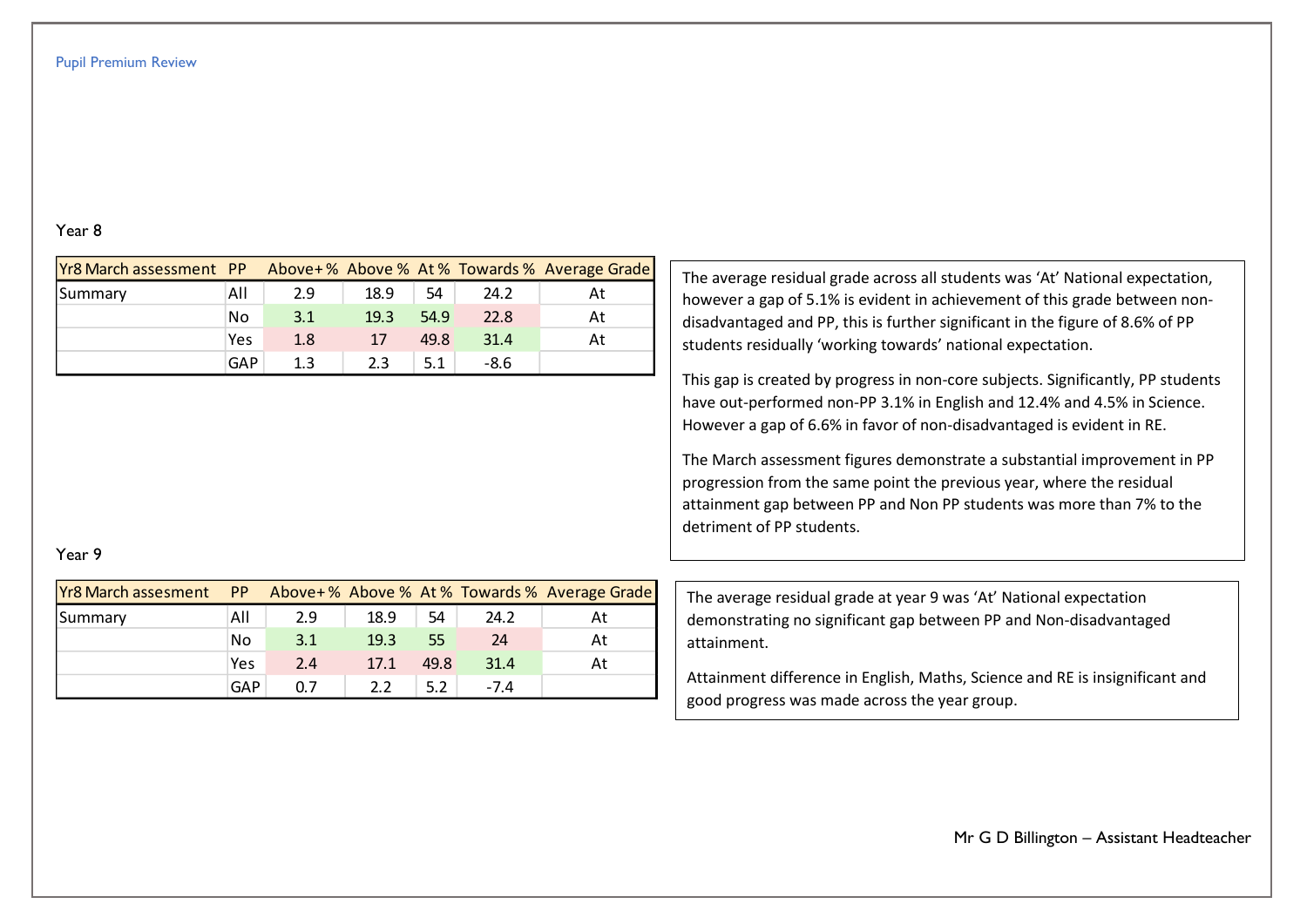Year 8

| Yr8 March assessment | PP | Above+ % | Above % | At % | Towards % | Average Grade |
|---|---|---|---|---|---|---|
| Summary | All | 2.9 | 18.9 | 54 | 24.2 | At |
| | No | 3.1 | 19.3 | 54.9 | 22.8 | At |
| | Yes | 1.8 | 17 | 49.8 | 31.4 | At |
| | GAP | 1.3 | 2.3 | 5.1 | -8.6 | |

The average residual grade across all students was 'At' National expectation, however a gap of 5.1% is evident in achievement of this grade between non-disadvantaged and PP, this is further significant in the figure of 8.6% of PP students residually 'working towards' national expectation.

This gap is created by progress in non-core subjects. Significantly, PP students have out-performed non-PP 3.1% in English and 12.4% and 4.5% in Science. However a gap of 6.6% in favor of non-disadvantaged is evident in RE.

The March assessment figures demonstrate a substantial improvement in PP progression from the same point the previous year, where the residual attainment gap between PP and Non PP students was more than 7% to the detriment of PP students.

Year 9

| Yr8 March assesment | PP | Above+ % | Above % | At % | Towards % | Average Grade |
|---|---|---|---|---|---|---|
| Summary | All | 2.9 | 18.9 | 54 | 24.2 | At |
| | No | 3.1 | 19.3 | 55 | 24 | At |
| | Yes | 2.4 | 17.1 | 49.8 | 31.4 | At |
| | GAP | 0.7 | 2.2 | 5.2 | -7.4 | |

The average residual grade at year 9 was 'At' National expectation demonstrating no significant gap between PP and Non-disadvantaged attainment.

Attainment difference in English, Maths, Science and RE is insignificant and good progress was made across the year group.

Mr G D Billington – Assistant Headteacher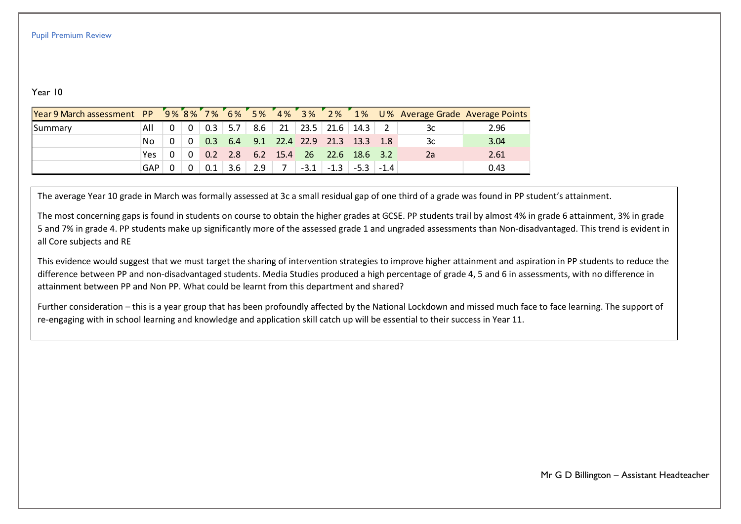Pupil Premium Review

Year 10

| Year 9 March assessment | PP | 9 % | 8 % | 7 % | 6 % | 5 % | 4 % | 3 % | 2 % | 1 % | U % | Average Grade | Average Points |
|---|---|---|---|---|---|---|---|---|---|---|---|---|---|
| Summary | All | 0 | 0 | 0.3 | 5.7 | 8.6 | 21 | 23.5 | 21.6 | 14.3 | 2 | 3c | 2.96 |
| | No | 0 | 0 | 0.3 | 6.4 | 9.1 | 22.4 | 22.9 | 21.3 | 13.3 | 1.8 | 3c | 3.04 |
| | Yes | 0 | 0 | 0.2 | 2.8 | 6.2 | 15.4 | 26 | 22.6 | 18.6 | 3.2 | 2a | 2.61 |
| | GAP | 0 | 0 | 0.1 | 3.6 | 2.9 | 7 | -3.1 | -1.3 | -5.3 | -1.4 | | 0.43 |

The average Year 10 grade in March was formally assessed at 3c a small residual gap of one third of a grade was found in PP student's attainment.

The most concerning gaps is found in students on course to obtain the higher grades at GCSE. PP students trail by almost 4% in grade 6 attainment, 3% in grade 5 and 7% in grade 4. PP students make up significantly more of the assessed grade 1 and ungraded assessments than Non-disadvantaged. This trend is evident in all Core subjects and RE

This evidence would suggest that we must target the sharing of intervention strategies to improve higher attainment and aspiration in PP students to reduce the difference between PP and non-disadvantaged students. Media Studies produced a high percentage of grade 4, 5 and 6 in assessments, with no difference in attainment between PP and Non PP. What could be learnt from this department and shared?

Further consideration – this is a year group that has been profoundly affected by the National Lockdown and missed much face to face learning. The support of re-engaging with in school learning and knowledge and application skill catch up will be essential to their success in Year 11.

Mr G D Billington – Assistant Headteacher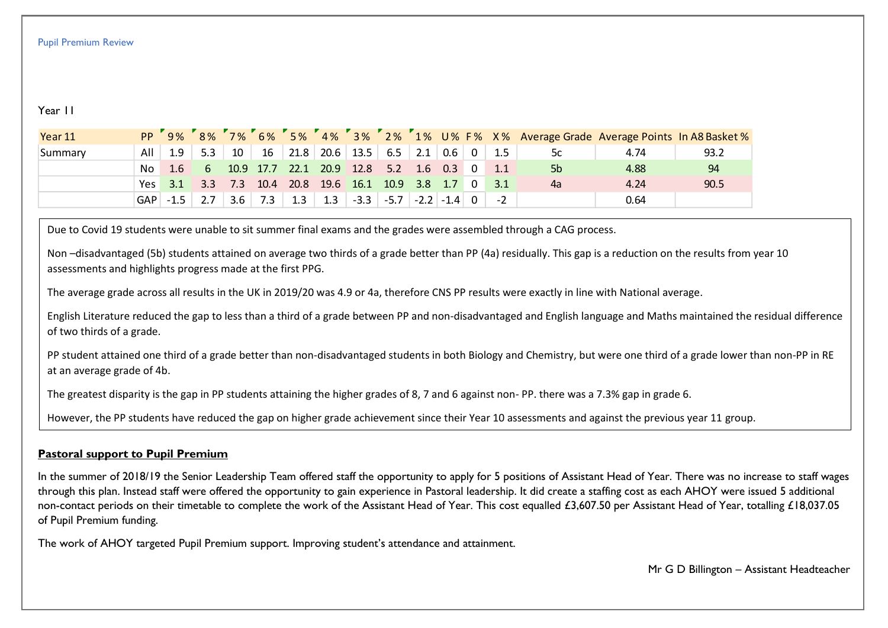Pupil Premium Review

Year 11

| Year 11 | PP | 9% | 8% | 7% | 6% | 5% | 4% | 3% | 2% | 1% | U% | F% | X% | Average Grade | Average Points | In A8 Basket % |
|---|---|---|---|---|---|---|---|---|---|---|---|---|---|---|---|---|
| Summary | All | 1.9 | 5.3 | 10 | 16 | 21.8 | 20.6 | 13.5 | 6.5 | 2.1 | 0.6 | 0 | 1.5 | 5c | 4.74 | 93.2 |
| | No | 1.6 | 6 | 10.9 | 17.7 | 22.1 | 20.9 | 12.8 | 5.2 | 1.6 | 0.3 | 0 | 1.1 | 5b | 4.88 | 94 |
| | Yes | 3.1 | 3.3 | 7.3 | 10.4 | 20.8 | 19.6 | 16.1 | 10.9 | 3.8 | 1.7 | 0 | 3.1 | 4a | 4.24 | 90.5 |
| | GAP | -1.5 | 2.7 | 3.6 | 7.3 | 1.3 | 1.3 | -3.3 | -5.7 | -2.2 | -1.4 | 0 | -2 | | 0.64 | |

Due to Covid 19 students were unable to sit summer final exams and the grades were assembled through a CAG process.

Non –disadvantaged (5b) students attained on average two thirds of a grade better than PP (4a) residually. This gap is a reduction on the results from year 10 assessments and highlights progress made at the first PPG.

The average grade across all results in the UK in 2019/20 was 4.9 or 4a, therefore CNS PP results were exactly in line with National average.

English Literature reduced the gap to less than a third of a grade between PP and non-disadvantaged and English language and Maths maintained the residual difference of two thirds of a grade.

PP student attained one third of a grade better than non-disadvantaged students in both Biology and Chemistry, but were one third of a grade lower than non-PP in RE at an average grade of 4b.

The greatest disparity is the gap in PP students attaining the higher grades of 8, 7 and 6 against non- PP. there was a 7.3% gap in grade 6.

However, the PP students have reduced the gap on higher grade achievement since their Year 10 assessments and against the previous year 11 group.

**Pastoral support to Pupil Premium**

In the summer of 2018/19 the Senior Leadership Team offered staff the opportunity to apply for 5 positions of Assistant Head of Year. There was no increase to staff wages through this plan. Instead staff were offered the opportunity to gain experience in Pastoral leadership. It did create a staffing cost as each AHOY were issued 5 additional non-contact periods on their timetable to complete the work of the Assistant Head of Year. This cost equalled £3,607.50 per Assistant Head of Year, totalling £18,037.05 of Pupil Premium funding.

The work of AHOY targeted Pupil Premium support. Improving student's attendance and attainment.

Mr G D Billington – Assistant Headteacher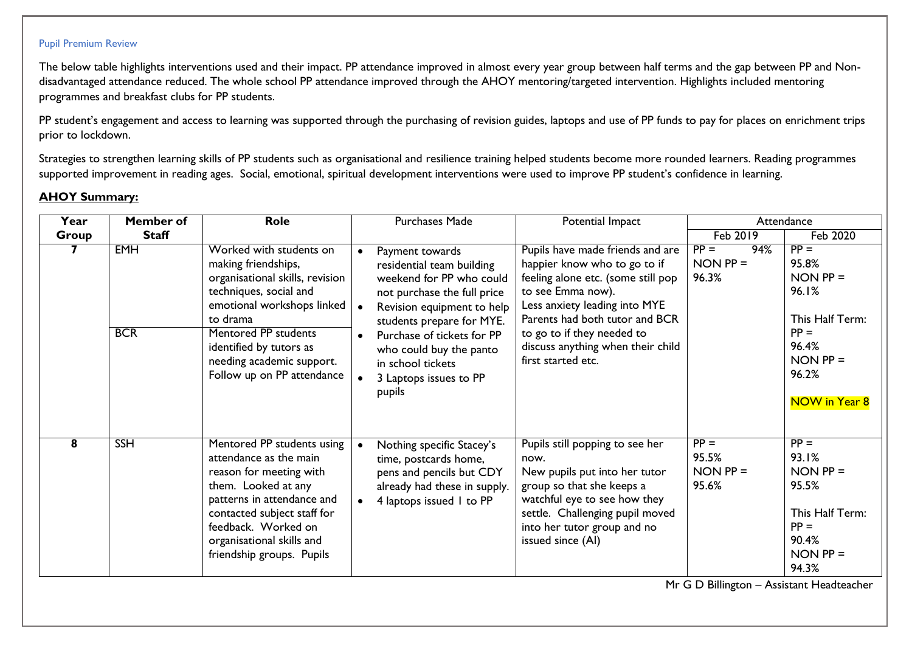Pupil Premium Review

The below table highlights interventions used and their impact. PP attendance improved in almost every year group between half terms and the gap between PP and Non-disadvantaged attendance reduced. The whole school PP attendance improved through the AHOY mentoring/targeted intervention. Highlights included mentoring programmes and breakfast clubs for PP students.

PP student's engagement and access to learning was supported through the purchasing of revision guides, laptops and use of PP funds to pay for places on enrichment trips prior to lockdown.

Strategies to strengthen learning skills of PP students such as organisational and resilience training helped students become more rounded learners. Reading programmes supported improvement in reading ages. Social, emotional, spiritual development interventions were used to improve PP student's confidence in learning.

**AHOY Summary:**

| Year Group | Member of Staff | Role | Purchases Made | Potential Impact | Attendance | |
|---|---|---|---|---|---|---|
| | | | | | Feb 2019 | Feb 2020 |
| 7 | EMH | Worked with students on making friendships, organisational skills, revision techniques, social and emotional workshops linked to drama | • Payment towards residential team building weekend for PP who could not purchase the full price<br>• Revision equipment to help students prepare for MYE.<br>• Purchase of tickets for PP who could buy the panto in school tickets<br>• 3 Laptops issues to PP pupils | Pupils have made friends and are happier know who to go to if feeling alone etc. (some still pop to see Emma now).<br>Less anxiety leading into MYE<br>Parents had both tutor and BCR to go to if they needed to discuss anything when their child first started etc. | PP = 94%<br>NON PP = 96.3% | PP = 95.8%<br>NON PP = 96.1%<br><br>This Half Term:<br>PP = 96.4%<br>NON PP = 96.2%<br><br>NOW in Year 8 |
| | BCR | Mentored PP students identified by tutors as needing academic support. Follow up on PP attendance | | | | |
| 8 | SSH | Mentored PP students using attendance as the main reason for meeting with them. Looked at any patterns in attendance and contacted subject staff for feedback. Worked on organisational skills and friendship groups. Pupils | • Nothing specific Stacey's time, postcards home, pens and pencils but CDY already had these in supply.<br>• 4 laptops issued 1 to PP | Pupils still popping to see her now.<br>New pupils put into her tutor group so that she keeps a watchful eye to see how they settle. Challenging pupil moved into her tutor group and no issued since (AI) | PP = 95.5%<br>NON PP = 95.6% | PP = 93.1%<br>NON PP = 95.5%<br><br>This Half Term:<br>PP = 90.4%<br>NON PP = 94.3% |

Mr G D Billington – Assistant Headteacher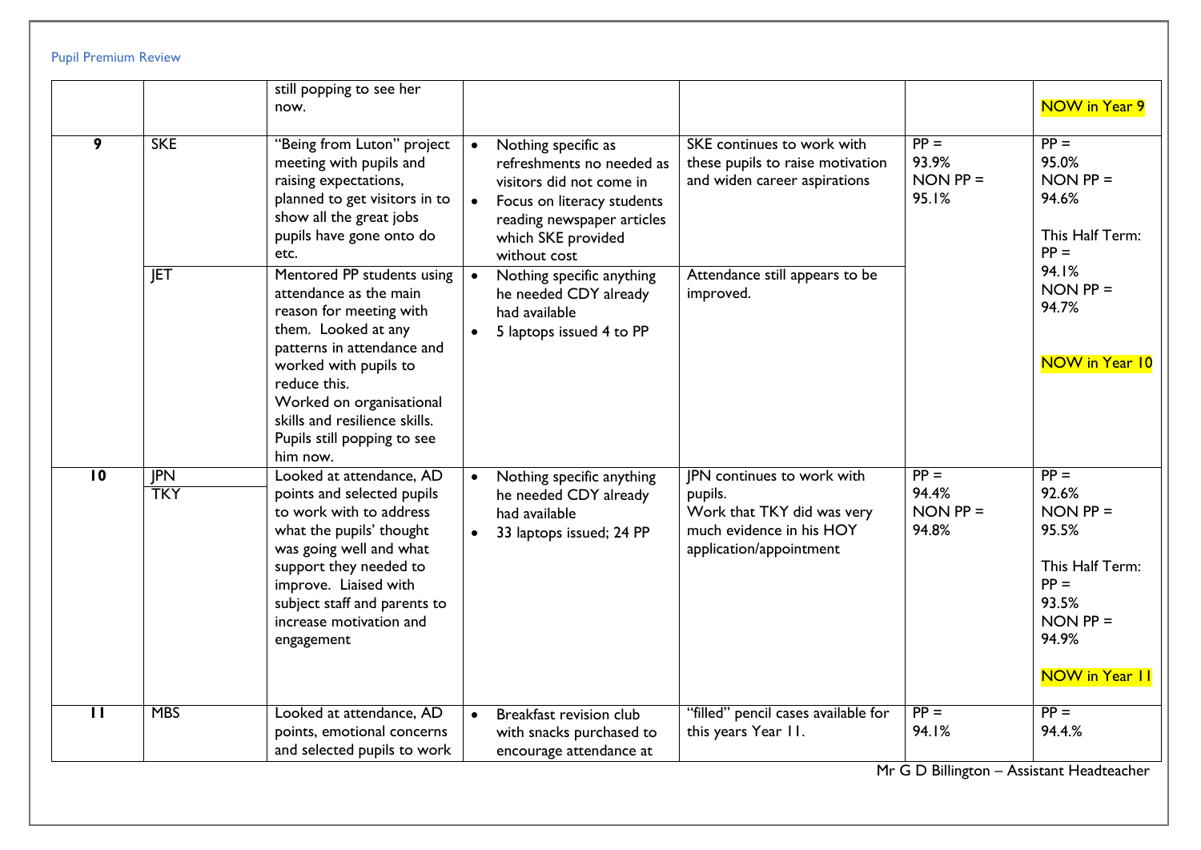| | | | | | | |
|---|---|---|---|---|---|---|
| | | still popping to see her now. | | | | NOW in Year 9 |
| 9 | SKE | "Being from Luton" project meeting with pupils and raising expectations, planned to get visitors in to show all the great jobs pupils have gone onto do etc. | • Nothing specific as refreshments no needed as visitors did not come in<br>• Focus on literacy students reading newspaper articles which SKE provided without cost | SKE continues to work with these pupils to raise motivation and widen career aspirations | PP = 93.9%<br>NON PP = 95.1% | PP = 95.0%<br>NON PP = 94.6%<br><br>This Half Term:<br>PP = 94.1%<br>NON PP = 94.7%<br><br>NOW in Year 10 |
| | JET | Mentored PP students using attendance as the main reason for meeting with them. Looked at any patterns in attendance and worked with pupils to reduce this.<br>Worked on organisational skills and resilience skills.<br>Pupils still popping to see him now. | • Nothing specific anything he needed CDY already had available<br>• 5 laptops issued 4 to PP | Attendance still appears to be improved. | | |
| 10 | JPN<br>TKY | Looked at attendance, AD points and selected pupils to work with to address what the pupils' thought was going well and what support they needed to improve. Liaised with subject staff and parents to increase motivation and engagement | • Nothing specific anything he needed CDY already had available<br>• 33 laptops issued; 24 PP | JPN continues to work with pupils.<br>Work that TKY did was very much evidence in his HOY application/appointment | PP = 94.4%<br>NON PP = 94.8% | PP = 92.6%<br>NON PP = 95.5%<br><br>This Half Term:<br>PP = 93.5%<br>NON PP = 94.9%<br><br>NOW in Year 11 |
| 11 | MBS | Looked at attendance, AD points, emotional concerns and selected pupils to work | • Breakfast revision club with snacks purchased to encourage attendance at | "filled" pencil cases available for this years Year 11. | PP = 94.1% | PP = 94.4.% |

Mr G D Billington – Assistant Headteacher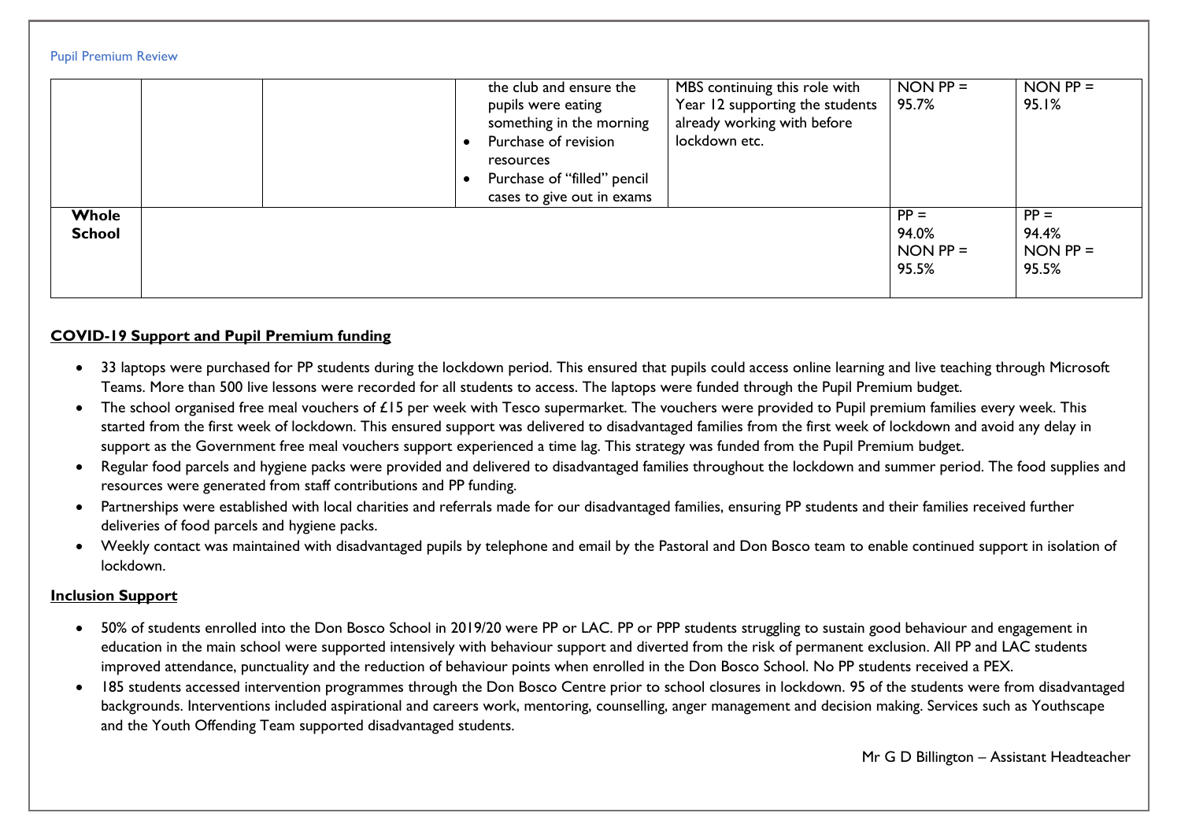| | | | | | | |
|---|---|---|---|---|---|---|
| | | | the club and ensure the pupils were eating something in the morning<br>• Purchase of revision resources<br>• Purchase of "filled" pencil cases to give out in exams | MBS continuing this role with Year 12 supporting the students already working with before lockdown etc. | NON PP = 95.7% | NON PP = 95.1% |
| **Whole School** | | | | | PP = 94.0%<br>NON PP = 95.5% | PP = 94.4%<br>NON PP = 95.5% |

**COVID-19 Support and Pupil Premium funding**

- 33 laptops were purchased for PP students during the lockdown period. This ensured that pupils could access online learning and live teaching through Microsoft Teams. More than 500 live lessons were recorded for all students to access. The laptops were funded through the Pupil Premium budget.
- The school organised free meal vouchers of £15 per week with Tesco supermarket. The vouchers were provided to Pupil premium families every week. This started from the first week of lockdown. This ensured support was delivered to disadvantaged families from the first week of lockdown and avoid any delay in support as the Government free meal vouchers support experienced a time lag. This strategy was funded from the Pupil Premium budget.
- Regular food parcels and hygiene packs were provided and delivered to disadvantaged families throughout the lockdown and summer period. The food supplies and resources were generated from staff contributions and PP funding.
- Partnerships were established with local charities and referrals made for our disadvantaged families, ensuring PP students and their families received further deliveries of food parcels and hygiene packs.
- Weekly contact was maintained with disadvantaged pupils by telephone and email by the Pastoral and Don Bosco team to enable continued support in isolation of lockdown.

**Inclusion Support**

- 50% of students enrolled into the Don Bosco School in 2019/20 were PP or LAC. PP or PPP students struggling to sustain good behaviour and engagement in education in the main school were supported intensively with behaviour support and diverted from the risk of permanent exclusion. All PP and LAC students improved attendance, punctuality and the reduction of behaviour points when enrolled in the Don Bosco School. No PP students received a PEX.
- 185 students accessed intervention programmes through the Don Bosco Centre prior to school closures in lockdown. 95 of the students were from disadvantaged backgrounds. Interventions included aspirational and careers work, mentoring, counselling, anger management and decision making. Services such as Youthscape and the Youth Offending Team supported disadvantaged students.

Mr G D Billington – Assistant Headteacher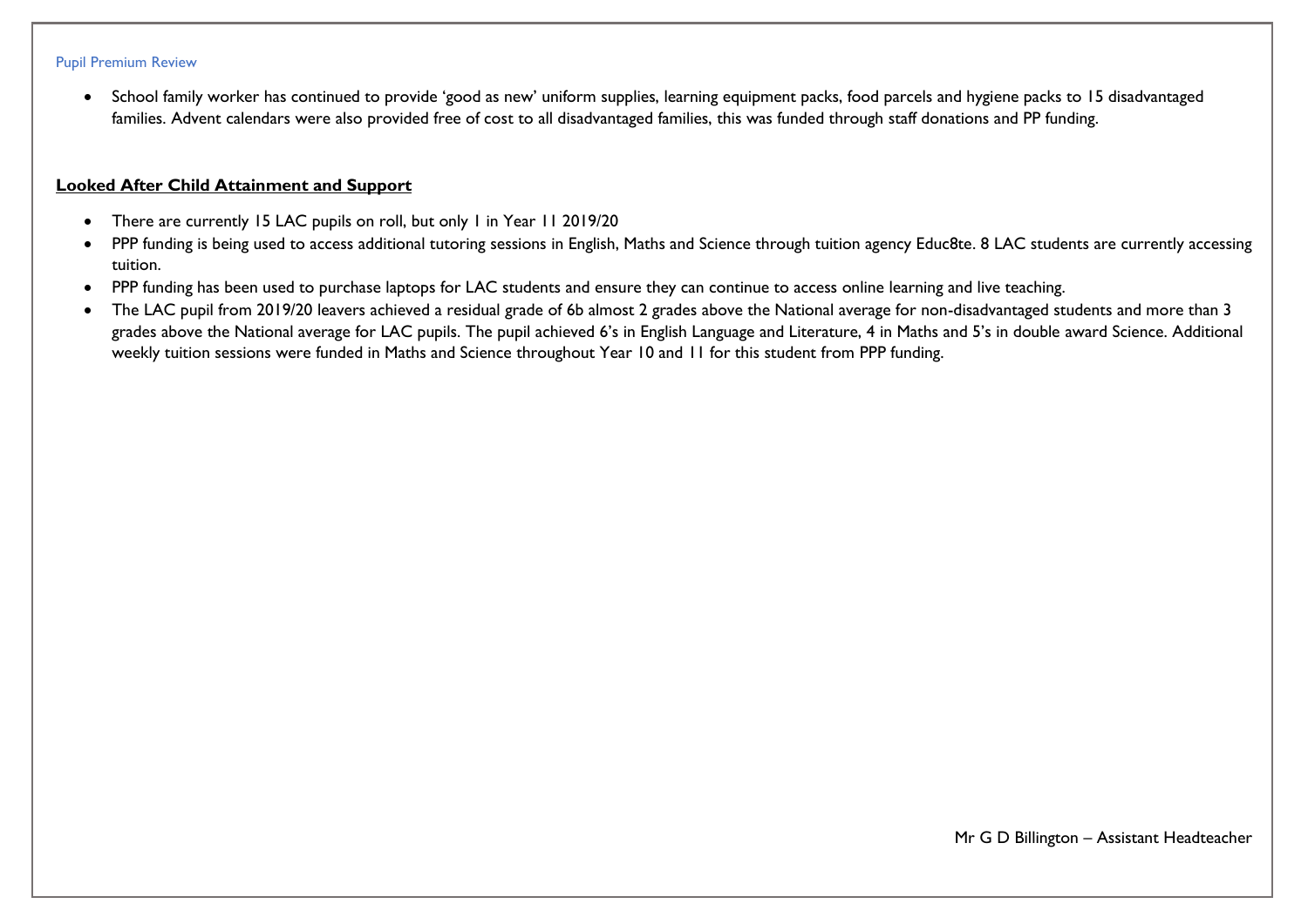- School family worker has continued to provide 'good as new' uniform supplies, learning equipment packs, food parcels and hygiene packs to 15 disadvantaged families. Advent calendars were also provided free of cost to all disadvantaged families, this was funded through staff donations and PP funding.

**Looked After Child Attainment and Support**

- There are currently 15 LAC pupils on roll, but only 1 in Year 11 2019/20
- PPP funding is being used to access additional tutoring sessions in English, Maths and Science through tuition agency Educ8te. 8 LAC students are currently accessing tuition.
- PPP funding has been used to purchase laptops for LAC students and ensure they can continue to access online learning and live teaching.
- The LAC pupil from 2019/20 leavers achieved a residual grade of 6b almost 2 grades above the National average for non-disadvantaged students and more than 3 grades above the National average for LAC pupils. The pupil achieved 6's in English Language and Literature, 4 in Maths and 5's in double award Science. Additional weekly tuition sessions were funded in Maths and Science throughout Year 10 and 11 for this student from PPP funding.

Mr G D Billington – Assistant Headteacher